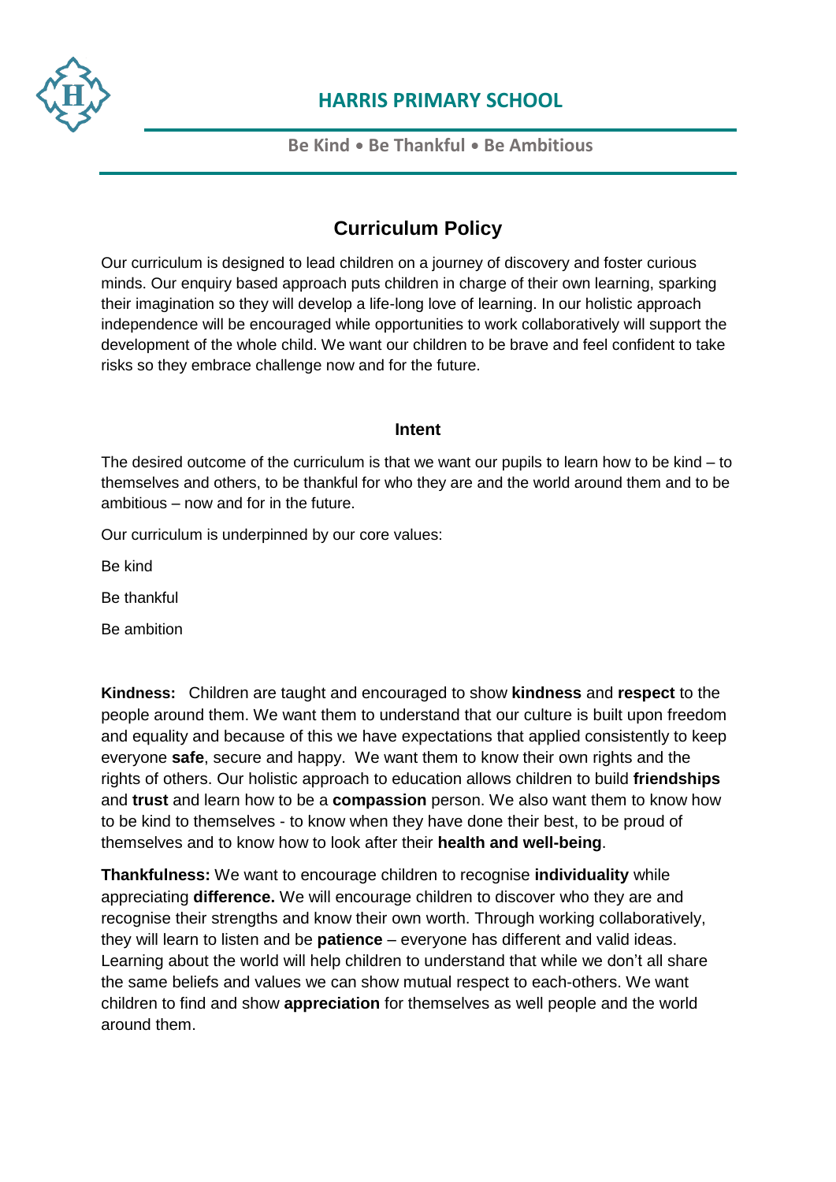# HARRIS PRIMARY SCHOOL

**Be Kind • Be Thankful • Be Ambitious**

## Curriculum Policy

Our curriculum is designed to lead children on a journey of discovery and foster curious minds. Our enquiry based approach puts children in charge of their own learning, sparking their imagination so they will develop a life-long love of learning. In our holistic approach independence will be encouraged while opportunities to work collaboratively will support the development of the whole child. We want our children to be brave and feel confident to take risks so they embrace challenge now and for the future.

### Intent

The desired outcome of the curriculum is that we want our pupils to learn how to be kind – to themselves and others, to be thankful for who they are and the world around them and to be ambitious – now and for in the future.

Our curriculum is underpinned by our core values:

Be kind

Be thankful

Be ambition

**Kindness:** Children are taught and encouraged to show **kindness** and **respect** to the people around them. We want them to understand that our culture is built upon freedom and equality and because of this we have expectations that applied consistently to keep everyone **safe**, secure and happy. We want them to know their own rights and the rights of others. Our holistic approach to education allows children to build **friendships** and **trust** and learn how to be a **compassion** person. We also want them to know how to be kind to themselves - to know when they have done their best, to be proud of themselves and to know how to look after their **health and well-being**.

**Thankfulness:** We want to encourage children to recognise **individuality** while appreciating **difference.** We will encourage children to discover who they are and recognise their strengths and know their own worth. Through working collaboratively, they will learn to listen and be **patience** – everyone has different and valid ideas. Learning about the world will help children to understand that while we don't all share the same beliefs and values we can show mutual respect to each-others. We want children to find and show **appreciation** for themselves as well people and the world around them.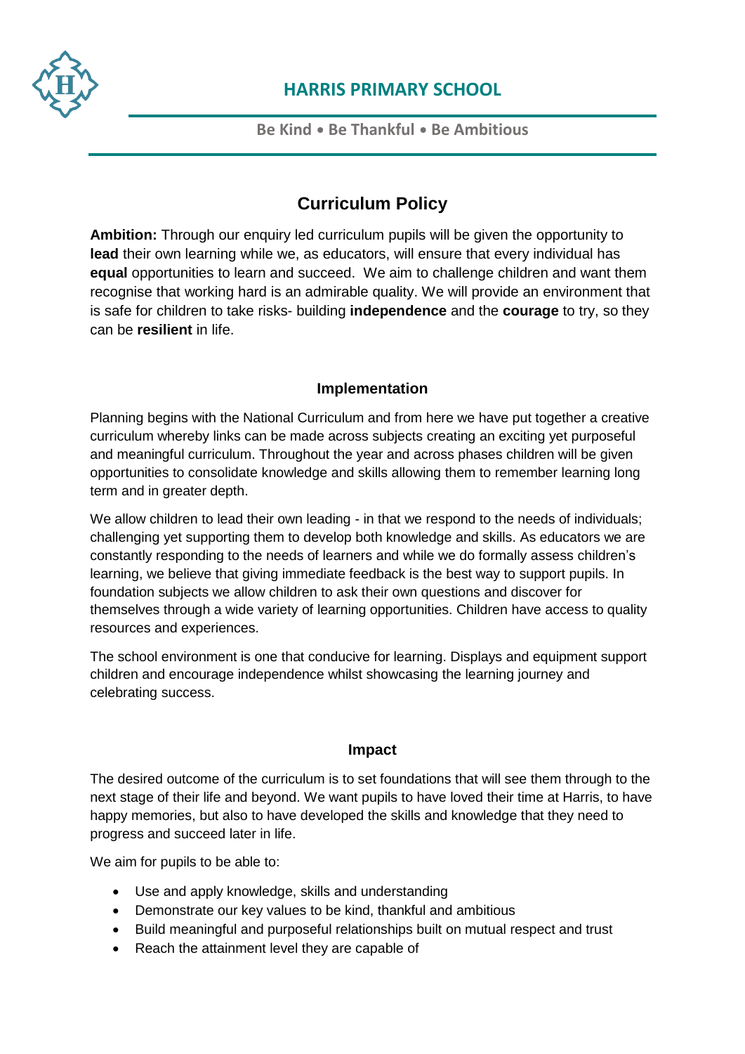# HARRIS PRIMARY SCHOOL

**Be Kind • Be Thankful • Be Ambitious**

## Curriculum Policy

**Ambition:** Through our enquiry led curriculum pupils will be given the opportunity to **lead** their own learning while we, as educators, will ensure that every individual has **equal** opportunities to learn and succeed. We aim to challenge children and want them recognise that working hard is an admirable quality. We will provide an environment that is safe for children to take risks- building **independence** and the **courage** to try, so they can be **resilient** in life.

### Implementation

Planning begins with the National Curriculum and from here we have put together a creative curriculum whereby links can be made across subjects creating an exciting yet purposeful and meaningful curriculum. Throughout the year and across phases children will be given opportunities to consolidate knowledge and skills allowing them to remember learning long term and in greater depth.

We allow children to lead their own leading - in that we respond to the needs of individuals; challenging yet supporting them to develop both knowledge and skills. As educators we are constantly responding to the needs of learners and while we do formally assess children's learning, we believe that giving immediate feedback is the best way to support pupils. In foundation subjects we allow children to ask their own questions and discover for themselves through a wide variety of learning opportunities. Children have access to quality resources and experiences.

The school environment is one that conducive for learning. Displays and equipment support children and encourage independence whilst showcasing the learning journey and celebrating success.

### Impact

The desired outcome of the curriculum is to set foundations that will see them through to the next stage of their life and beyond. We want pupils to have loved their time at Harris, to have happy memories, but also to have developed the skills and knowledge that they need to progress and succeed later in life.

We aim for pupils to be able to:

- Use and apply knowledge, skills and understanding
- Demonstrate our key values to be kind, thankful and ambitious
- Build meaningful and purposeful relationships built on mutual respect and trust
- Reach the attainment level they are capable of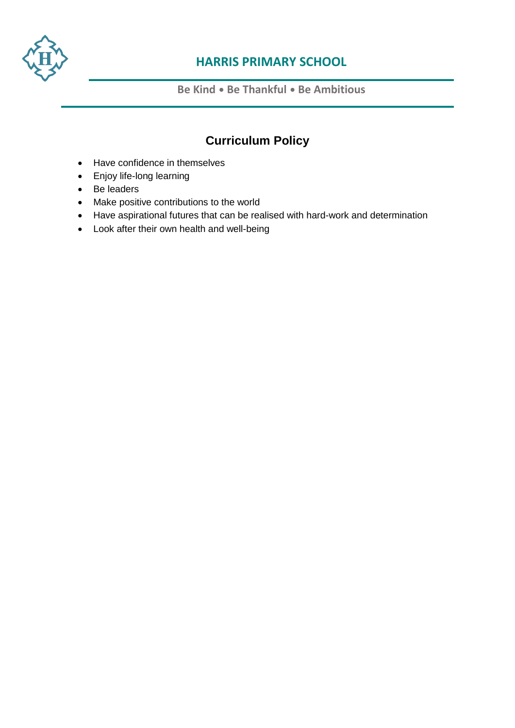# HARRIS PRIMARY SCHOOL

**Be Kind • Be Thankful • Be Ambitious**

## Curriculum Policy

- Have confidence in themselves
- Enjoy life-long learning
- Be leaders
- Make positive contributions to the world
- Have aspirational futures that can be realised with hard-work and determination
- Look after their own health and well-being